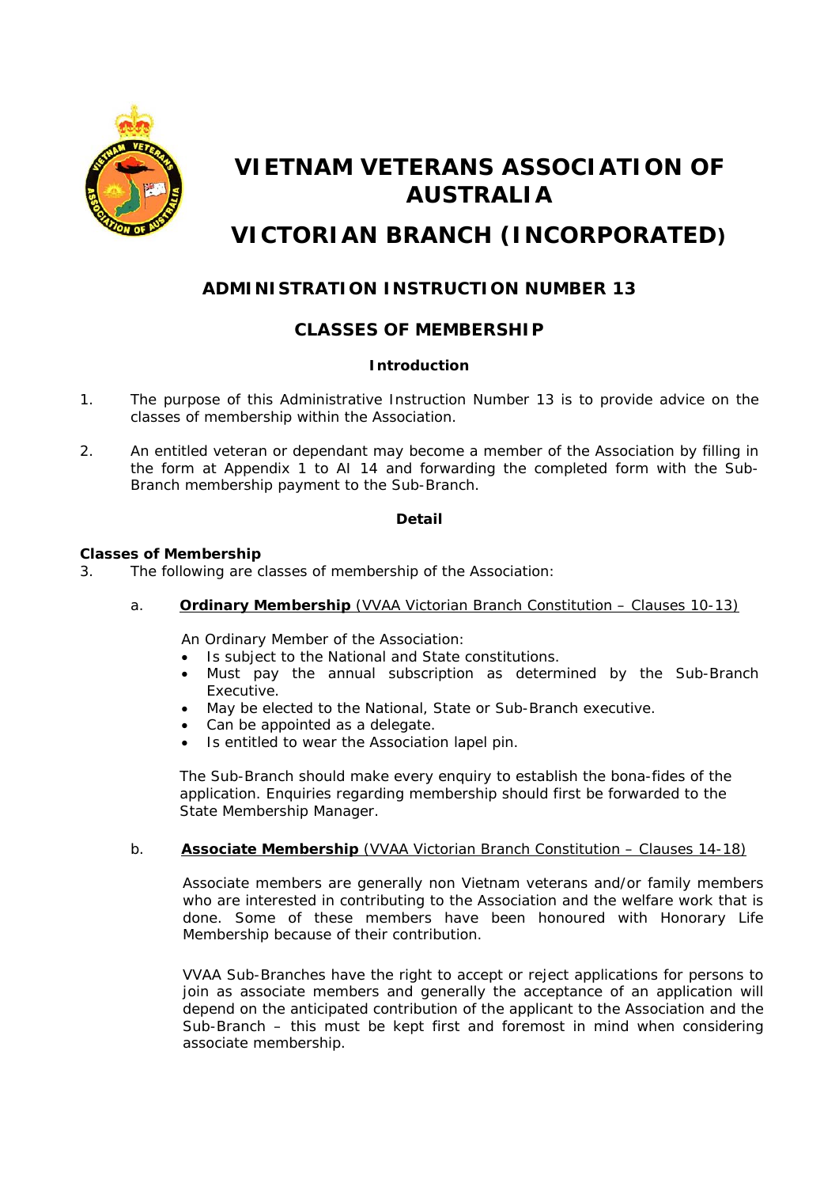# VIETNAM VETERANS ASSOCIATION OF AUSTRALIA

# VICTORIAN BRANCH (INCORPORATED)

## ADMINISTRATION INSTRUCTION NUMBER 13

## CLASSES OF MEMBERSHIP

### Introduction

1. The purpose of this Administrative Instruction Number 13 is to provide advice on the classes of membership within the Association.

2. An entitled veteran or dependant may become a member of the Association by filling in the form at Appendix 1 to AI 14 and forwarding the completed form with the Sub-Branch membership payment to the Sub-Branch.

### Detail

**Classes of Membership**

3. The following are classes of membership of the Association:

   a. **Ordinary Membership** (VVAA Victorian Branch Constitution – Clauses 10-13)

   An Ordinary Member of the Association:

   - Is subject to the National and State constitutions.
   - Must pay the annual subscription as determined by the Sub-Branch Executive.
   - May be elected to the National, State or Sub-Branch executive.
   - Can be appointed as a delegate.
   - Is entitled to wear the Association lapel pin.

   The Sub-Branch should make every enquiry to establish the bona-fides of the application. Enquiries regarding membership should first be forwarded to the State Membership Manager.

   b. **Associate Membership** (VVAA Victorian Branch Constitution – Clauses 14-18)

   Associate members are generally non Vietnam veterans and/or family members who are interested in contributing to the Association and the welfare work that is done. Some of these members have been honoured with Honorary Life Membership because of their contribution.

   VVAA Sub-Branches have the right to accept or reject applications for persons to join as associate members and generally the acceptance of an application will depend on the anticipated contribution of the applicant to the Association and the Sub-Branch – this must be kept first and foremost in mind when considering associate membership.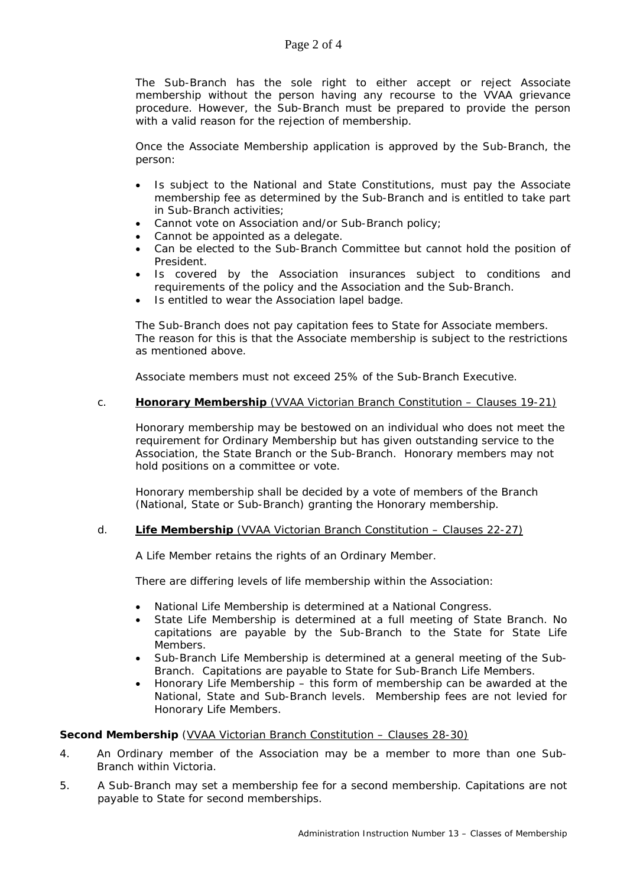The Sub-Branch has the sole right to either accept or reject Associate membership without the person having any recourse to the VVAA grievance procedure. However, the Sub-Branch must be prepared to provide the person with a valid reason for the rejection of membership.

Once the Associate Membership application is approved by the Sub-Branch, the person:

- Is subject to the National and State Constitutions, must pay the Associate membership fee as determined by the Sub-Branch and is entitled to take part in Sub-Branch activities;
- Cannot vote on Association and/or Sub-Branch policy;
- Cannot be appointed as a delegate.
- Can be elected to the Sub-Branch Committee but cannot hold the position of President.
- Is covered by the Association insurances subject to conditions and requirements of the policy and the Association and the Sub-Branch.
- Is entitled to wear the Association lapel badge.

The Sub-Branch does not pay capitation fees to State for Associate members. The reason for this is that the Associate membership is subject to the restrictions as mentioned above.

Associate members must not exceed 25% of the Sub-Branch Executive.

c. **Honorary Membership** (VVAA Victorian Branch Constitution – Clauses 19-21)

Honorary membership may be bestowed on an individual who does not meet the requirement for Ordinary Membership but has given outstanding service to the Association, the State Branch or the Sub-Branch. Honorary members may not hold positions on a committee or vote.

Honorary membership shall be decided by a vote of members of the Branch (National, State or Sub-Branch) granting the Honorary membership.

d. **Life Membership** (VVAA Victorian Branch Constitution – Clauses 22-27)

A Life Member retains the rights of an Ordinary Member.

There are differing levels of life membership within the Association:

- National Life Membership is determined at a National Congress.
- State Life Membership is determined at a full meeting of State Branch. No capitations are payable by the Sub-Branch to the State for State Life Members.
- Sub-Branch Life Membership is determined at a general meeting of the Sub-Branch. Capitations are payable to State for Sub-Branch Life Members.
- Honorary Life Membership – this form of membership can be awarded at the National, State and Sub-Branch levels. Membership fees are not levied for Honorary Life Members.

**Second Membership** (VVAA Victorian Branch Constitution – Clauses 28-30)

4. An Ordinary member of the Association may be a member to more than one Sub-Branch within Victoria.
5. A Sub-Branch may set a membership fee for a second membership. Capitations are not payable to State for second memberships.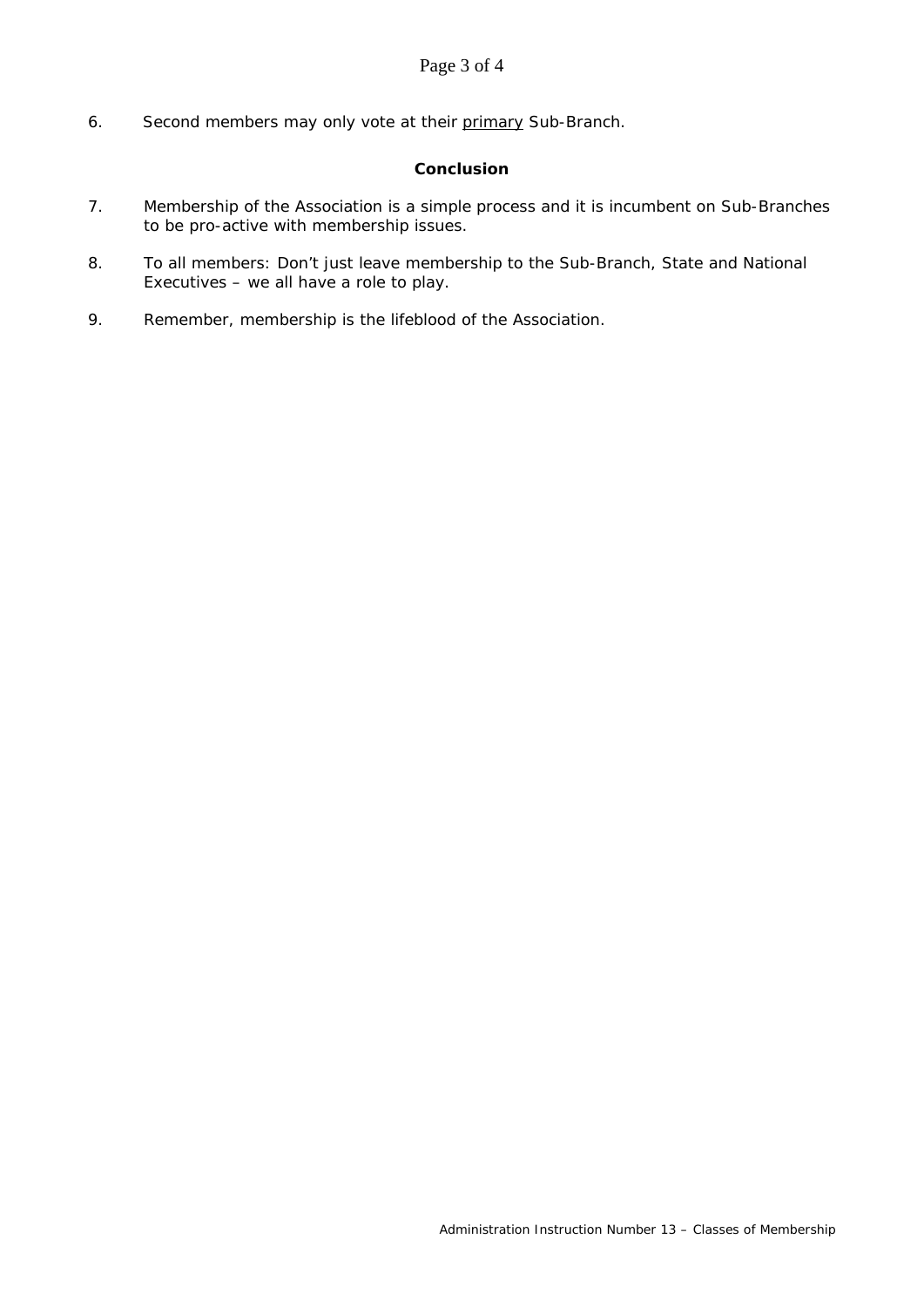6. Second members may only vote at their <u>primary</u> Sub-Branch.

## Conclusion

7. Membership of the Association is a simple process and it is incumbent on Sub-Branches to be pro-active with membership issues.

8. To all members: Don't just leave membership to the Sub-Branch, State and National Executives – we all have a role to play.

9. Remember, membership is the lifeblood of the Association.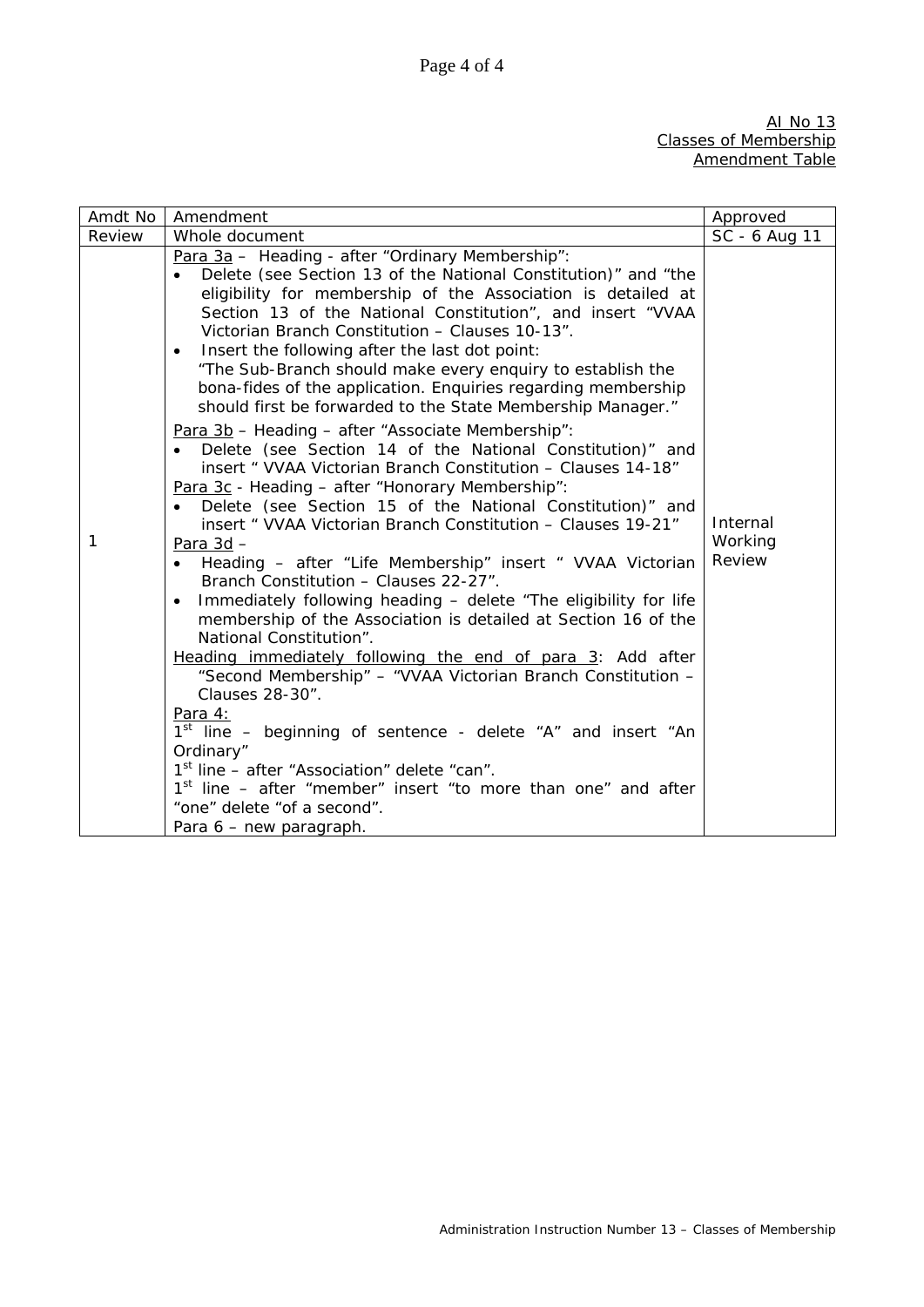AI No 13
Classes of Membership
Amendment Table

| Amdt No | Amendment | Approved |
|---|---|---|
| Review | Whole document | SC - 6 Aug 11 |
| 1 | Para 3a – Heading - after "Ordinary Membership":<br>• Delete (see Section 13 of the National Constitution)" and "the eligibility for membership of the Association is detailed at Section 13 of the National Constitution", and insert "VVAA Victorian Branch Constitution – Clauses 10-13".<br>• Insert the following after the last dot point: "The Sub-Branch should make every enquiry to establish the bona-fides of the application. Enquiries regarding membership should first be forwarded to the State Membership Manager."<br>Para 3b – Heading – after "Associate Membership":<br>• Delete (see Section 14 of the National Constitution)" and insert " VVAA Victorian Branch Constitution – Clauses 14-18"<br>Para 3c - Heading – after "Honorary Membership":<br>• Delete (see Section 15 of the National Constitution)" and insert " VVAA Victorian Branch Constitution – Clauses 19-21"<br>Para 3d –<br>• Heading – after "Life Membership" insert " VVAA Victorian Branch Constitution – Clauses 22-27".<br>• Immediately following heading – delete "The eligibility for life membership of the Association is detailed at Section 16 of the National Constitution".<br>Heading immediately following the end of para 3: Add after "Second Membership" – "VVAA Victorian Branch Constitution – Clauses 28-30".<br>Para 4:<br>1st line – beginning of sentence - delete "A" and insert "An Ordinary"<br>1st line – after "Association" delete "can".<br>1st line – after "member" insert "to more than one" and after "one" delete "of a second".<br>Para 6 – new paragraph. | Internal Working Review |